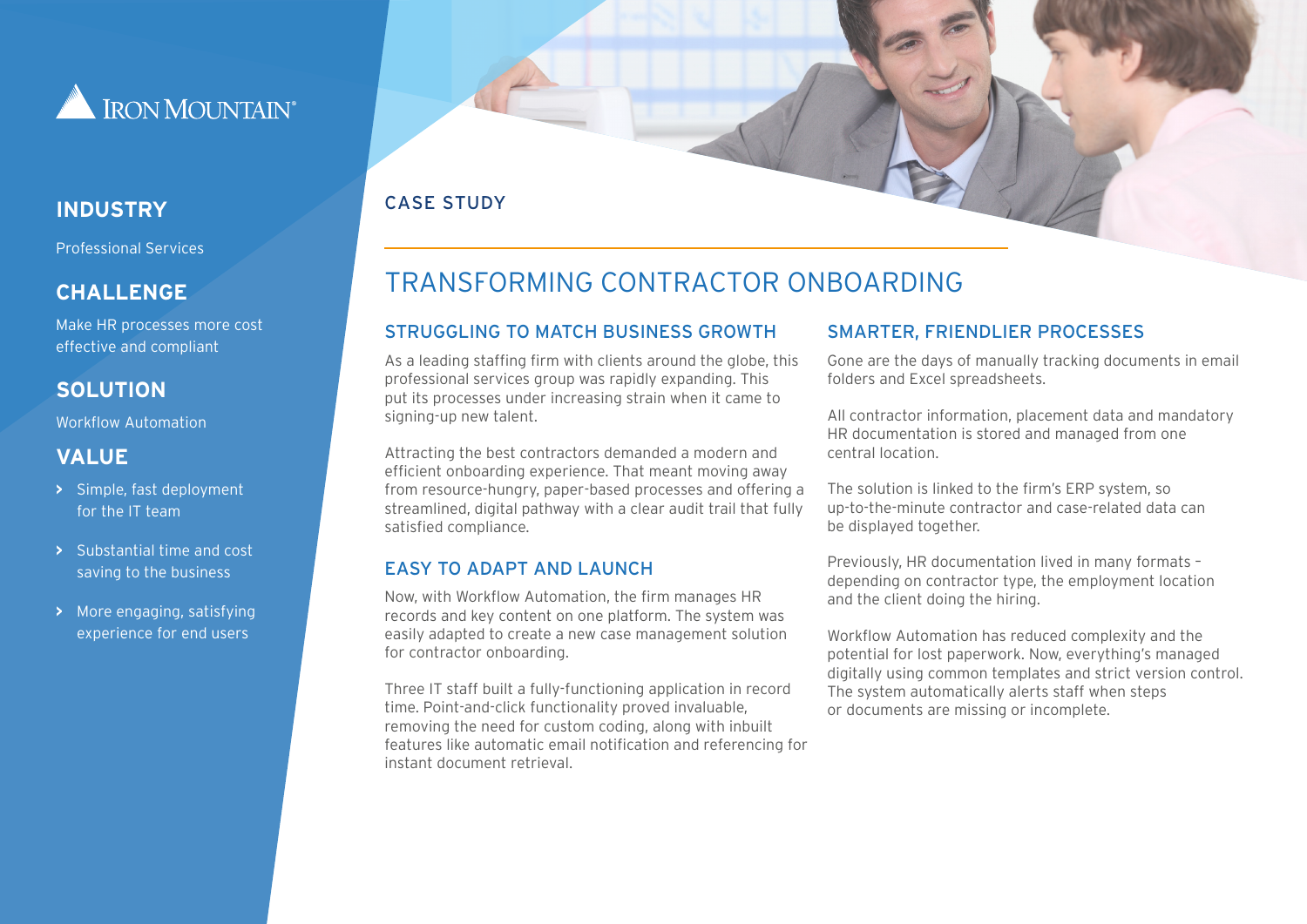IRON MOUNTAIN®

## INDUSTRY

Professional Services

## CHALLENGE

Make HR processes more cost effective and compliant

## SOLUTION

Workflow Automation

## VALUE

- Simple, fast deployment for the IT team
- Substantial time and cost saving to the business
- More engaging, satisfying experience for end users

CASE STUDY

# TRANSFORMING CONTRACTOR ONBOARDING

### STRUGGLING TO MATCH BUSINESS GROWTH

As a leading staffing firm with clients around the globe, this professional services group was rapidly expanding. This put its processes under increasing strain when it came to signing-up new talent.

Attracting the best contractors demanded a modern and efficient onboarding experience. That meant moving away from resource-hungry, paper-based processes and offering a streamlined, digital pathway with a clear audit trail that fully satisfied compliance.

### EASY TO ADAPT AND LAUNCH

Now, with Workflow Automation, the firm manages HR records and key content on one platform. The system was easily adapted to create a new case management solution for contractor onboarding.

Three IT staff built a fully-functioning application in record time. Point-and-click functionality proved invaluable, removing the need for custom coding, along with inbuilt features like automatic email notification and referencing for instant document retrieval.

### SMARTER, FRIENDLIER PROCESSES

Gone are the days of manually tracking documents in email folders and Excel spreadsheets.

All contractor information, placement data and mandatory HR documentation is stored and managed from one central location.

The solution is linked to the firm's ERP system, so up-to-the-minute contractor and case-related data can be displayed together.

Previously, HR documentation lived in many formats – depending on contractor type, the employment location and the client doing the hiring.

Workflow Automation has reduced complexity and the potential for lost paperwork. Now, everything's managed digitally using common templates and strict version control. The system automatically alerts staff when steps or documents are missing or incomplete.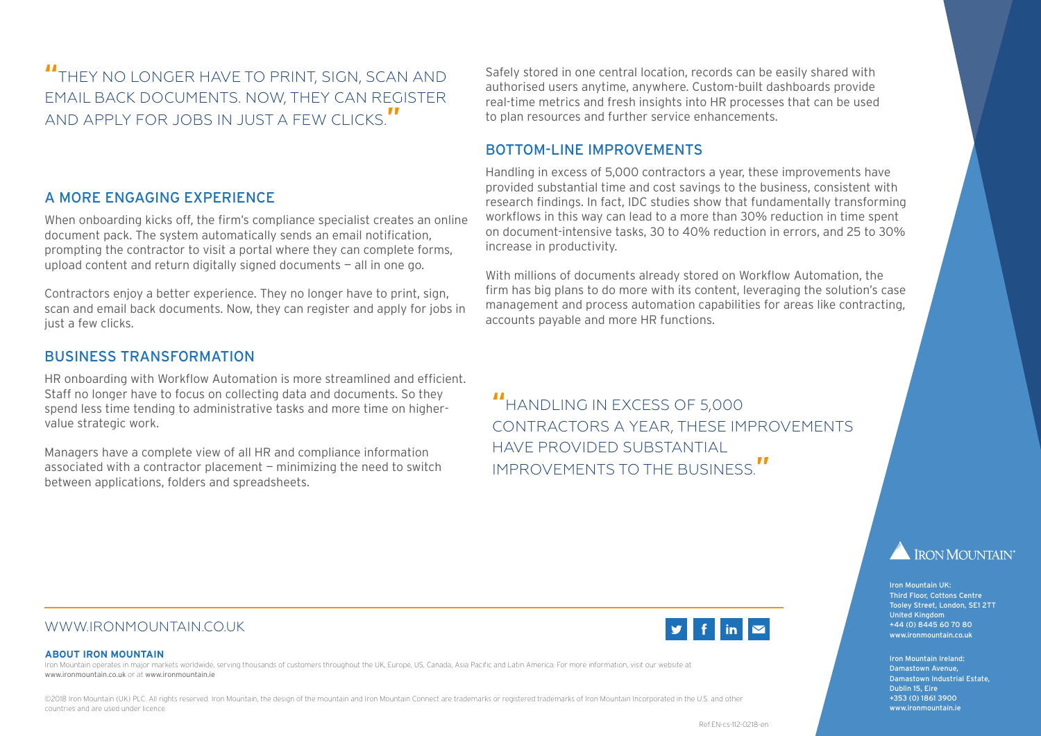"THEY NO LONGER HAVE TO PRINT, SIGN, SCAN AND EMAIL BACK DOCUMENTS. NOW, THEY CAN REGISTER AND APPLY FOR JOBS IN JUST A FEW CLICKS."

## A MORE ENGAGING EXPERIENCE

When onboarding kicks off, the firm's compliance specialist creates an online document pack. The system automatically sends an email notification, prompting the contractor to visit a portal where they can complete forms, upload content and return digitally signed documents — all in one go.

Contractors enjoy a better experience. They no longer have to print, sign, scan and email back documents. Now, they can register and apply for jobs in just a few clicks.

## BUSINESS TRANSFORMATION

HR onboarding with Workflow Automation is more streamlined and efficient. Staff no longer have to focus on collecting data and documents. So they spend less time tending to administrative tasks and more time on higher-value strategic work.

Managers have a complete view of all HR and compliance information associated with a contractor placement — minimizing the need to switch between applications, folders and spreadsheets.

Safely stored in one central location, records can be easily shared with authorised users anytime, anywhere. Custom-built dashboards provide real-time metrics and fresh insights into HR processes that can be used to plan resources and further service enhancements.

## BOTTOM-LINE IMPROVEMENTS

Handling in excess of 5,000 contractors a year, these improvements have provided substantial time and cost savings to the business, consistent with research findings. In fact, IDC studies show that fundamentally transforming workflows in this way can lead to a more than 30% reduction in time spent on document-intensive tasks, 30 to 40% reduction in errors, and 25 to 30% increase in productivity.

With millions of documents already stored on Workflow Automation, the firm has big plans to do more with its content, leveraging the solution's case management and process automation capabilities for areas like contracting, accounts payable and more HR functions.

"HANDLING IN EXCESS OF 5,000 CONTRACTORS A YEAR, THESE IMPROVEMENTS HAVE PROVIDED SUBSTANTIAL IMPROVEMENTS TO THE BUSINESS."

IRON MOUNTAIN

Iron Mountain UK:
Third Floor, Cottons Centre
Tooley Street, London, SE1 2TT
United Kingdom
+44 (0) 8445 60 70 80
www.ironmountain.co.uk

Iron Mountain Ireland:
Damastown Avenue,
Damastown Industrial Estate,
Dublin 15, Eire
+353 (0) 1861 3900
www.ironmountain.ie

WWW.IRONMOUNTAIN.CO.UK

**ABOUT IRON MOUNTAIN**

Iron Mountain operates in major markets worldwide, serving thousands of customers throughout the UK, Europe, US, Canada, Asia Pacific and Latin America. For more information, visit our website at www.ironmountain.co.uk or at www.ironmountain.ie

©2018 Iron Mountain (UK) PLC. All rights reserved. Iron Mountain, the design of the mountain and Iron Mountain Connect are trademarks or registered trademarks of Iron Mountain Incorporated in the U.S. and other countries and are used under licence.

Ref:EN-cs-112-0218-en